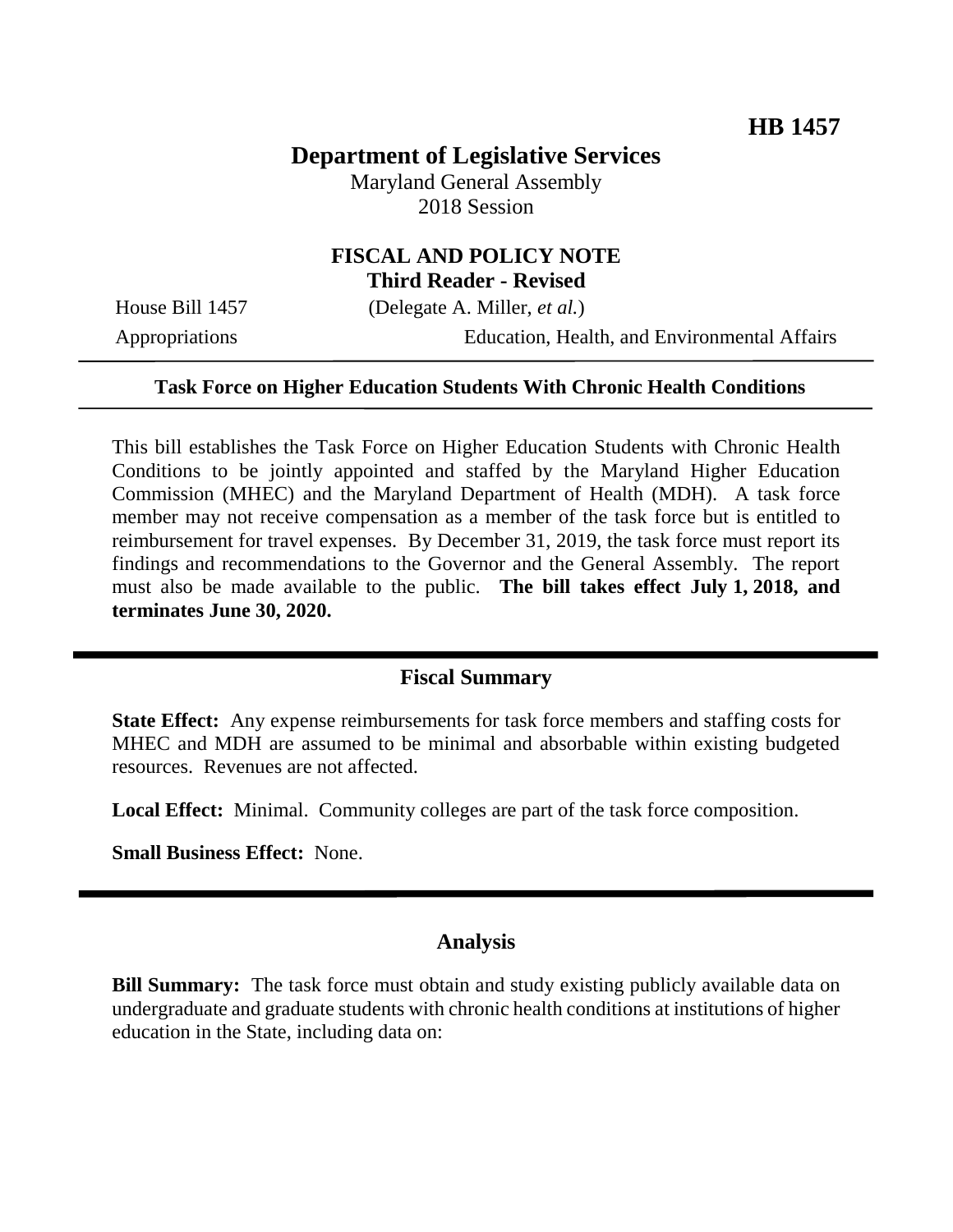**HB 1457**

# Department of Legislative Services

Maryland General Assembly
2018 Session

## FISCAL AND POLICY NOTE
**Third Reader - Revised**

House Bill 1457 (Delegate A. Miller, *et al.*)
Appropriations Education, Health, and Environmental Affairs

---

**Task Force on Higher Education Students With Chronic Health Conditions**

---

This bill establishes the Task Force on Higher Education Students with Chronic Health Conditions to be jointly appointed and staffed by the Maryland Higher Education Commission (MHEC) and the Maryland Department of Health (MDH). A task force member may not receive compensation as a member of the task force but is entitled to reimbursement for travel expenses. By December 31, 2019, the task force must report its findings and recommendations to the Governor and the General Assembly. The report must also be made available to the public. **The bill takes effect July 1, 2018, and terminates June 30, 2020.**

---

## Fiscal Summary

**State Effect:** Any expense reimbursements for task force members and staffing costs for MHEC and MDH are assumed to be minimal and absorbable within existing budgeted resources. Revenues are not affected.

**Local Effect:** Minimal. Community colleges are part of the task force composition.

**Small Business Effect:** None.

---

## Analysis

**Bill Summary:** The task force must obtain and study existing publicly available data on undergraduate and graduate students with chronic health conditions at institutions of higher education in the State, including data on: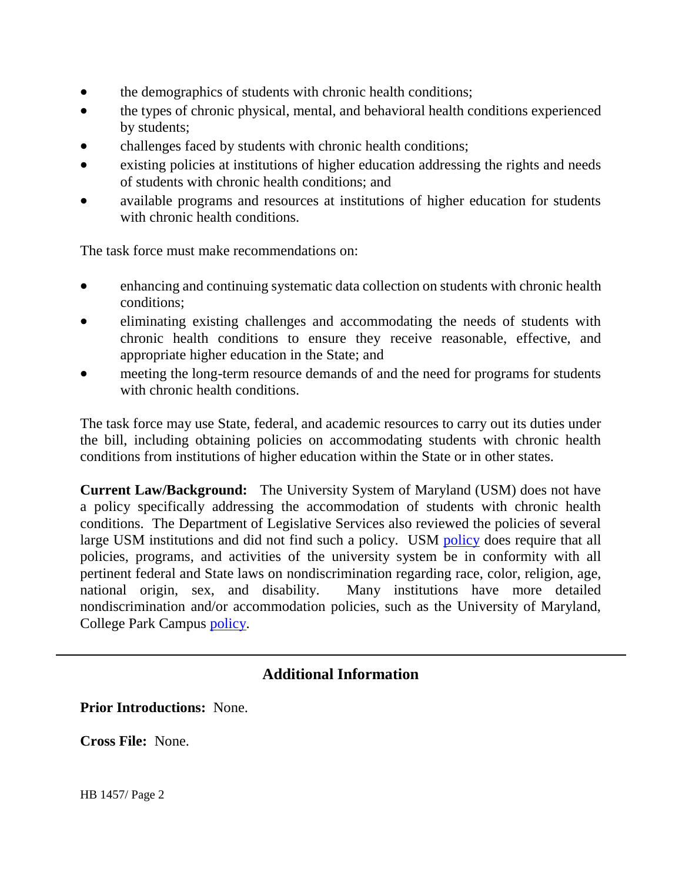- the demographics of students with chronic health conditions;
- the types of chronic physical, mental, and behavioral health conditions experienced by students;
- challenges faced by students with chronic health conditions;
- existing policies at institutions of higher education addressing the rights and needs of students with chronic health conditions; and
- available programs and resources at institutions of higher education for students with chronic health conditions.

The task force must make recommendations on:

- enhancing and continuing systematic data collection on students with chronic health conditions;
- eliminating existing challenges and accommodating the needs of students with chronic health conditions to ensure they receive reasonable, effective, and appropriate higher education in the State; and
- meeting the long-term resource demands of and the need for programs for students with chronic health conditions.

The task force may use State, federal, and academic resources to carry out its duties under the bill, including obtaining policies on accommodating students with chronic health conditions from institutions of higher education within the State or in other states.

**Current Law/Background:** The University System of Maryland (USM) does not have a policy specifically addressing the accommodation of students with chronic health conditions. The Department of Legislative Services also reviewed the policies of several large USM institutions and did not find such a policy. USM policy does require that all policies, programs, and activities of the university system be in conformity with all pertinent federal and State laws on nondiscrimination regarding race, color, religion, age, national origin, sex, and disability. Many institutions have more detailed nondiscrimination and/or accommodation policies, such as the University of Maryland, College Park Campus policy.

## Additional Information

**Prior Introductions:** None.

**Cross File:** None.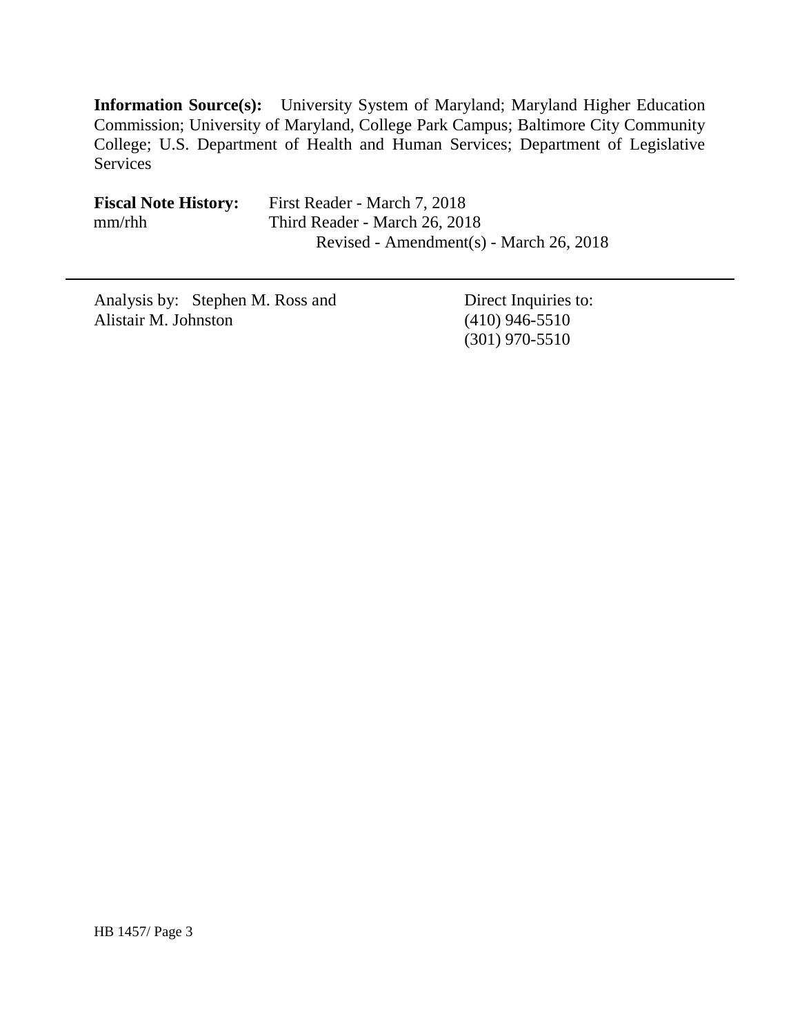**Information Source(s):** University System of Maryland; Maryland Higher Education Commission; University of Maryland, College Park Campus; Baltimore City Community College; U.S. Department of Health and Human Services; Department of Legislative Services

**Fiscal Note History:** First Reader - March 7, 2018
mm/rhh Third Reader - March 26, 2018
Revised - Amendment(s) - March 26, 2018

---

Analysis by: Stephen M. Ross and Alistair M. Johnston

Direct Inquiries to:
(410) 946-5510
(301) 970-5510